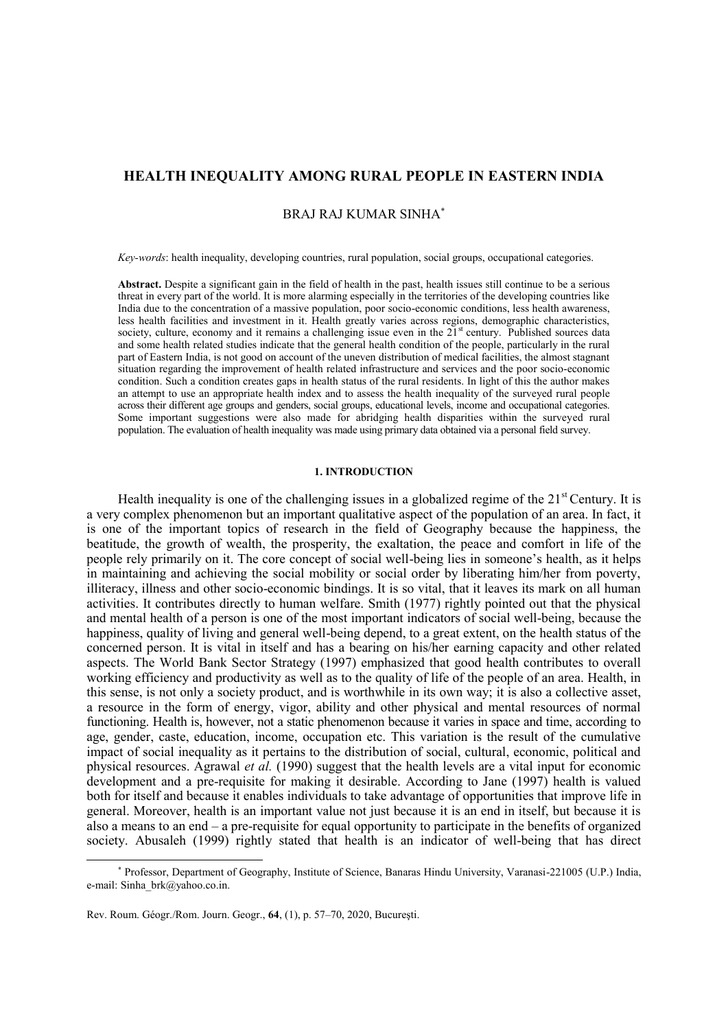# HEALTH INEQUALITY AMONG RURAL PEOPLE IN EASTERN INDIA

BRAJ RAJ KUMAR SINHA[*]

*Key-words*: health inequality, developing countries, rural population, social groups, occupational categories.

**Abstract.** Despite a significant gain in the field of health in the past, health issues still continue to be a serious threat in every part of the world. It is more alarming especially in the territories of the developing countries like India due to the concentration of a massive population, poor socio-economic conditions, less health awareness, less health facilities and investment in it. Health greatly varies across regions, demographic characteristics, society, culture, economy and it remains a challenging issue even in the 21st century. Published sources data and some health related studies indicate that the general health condition of the people, particularly in the rural part of Eastern India, is not good on account of the uneven distribution of medical facilities, the almost stagnant situation regarding the improvement of health related infrastructure and services and the poor socio-economic condition. Such a condition creates gaps in health status of the rural residents. In light of this the author makes an attempt to use an appropriate health index and to assess the health inequality of the surveyed rural people across their different age groups and genders, social groups, educational levels, income and occupational categories. Some important suggestions were also made for abridging health disparities within the surveyed rural population. The evaluation of health inequality was made using primary data obtained via a personal field survey.

## 1. INTRODUCTION

Health inequality is one of the challenging issues in a globalized regime of the 21st Century. It is a very complex phenomenon but an important qualitative aspect of the population of an area. In fact, it is one of the important topics of research in the field of Geography because the happiness, the beatitude, the growth of wealth, the prosperity, the exaltation, the peace and comfort in life of the people rely primarily on it. The core concept of social well-being lies in someone's health, as it helps in maintaining and achieving the social mobility or social order by liberating him/her from poverty, illiteracy, illness and other socio-economic bindings. It is so vital, that it leaves its mark on all human activities. It contributes directly to human welfare. Smith (1977) rightly pointed out that the physical and mental health of a person is one of the most important indicators of social well-being, because the happiness, quality of living and general well-being depend, to a great extent, on the health status of the concerned person. It is vital in itself and has a bearing on his/her earning capacity and other related aspects. The World Bank Sector Strategy (1997) emphasized that good health contributes to overall working efficiency and productivity as well as to the quality of life of the people of an area. Health, in this sense, is not only a society product, and is worthwhile in its own way; it is also a collective asset, a resource in the form of energy, vigor, ability and other physical and mental resources of normal functioning. Health is, however, not a static phenomenon because it varies in space and time, according to age, gender, caste, education, income, occupation etc. This variation is the result of the cumulative impact of social inequality as it pertains to the distribution of social, cultural, economic, political and physical resources. Agrawal *et al.* (1990) suggest that the health levels are a vital input for economic development and a pre-requisite for making it desirable. According to Jane (1997) health is valued both for itself and because it enables individuals to take advantage of opportunities that improve life in general. Moreover, health is an important value not just because it is an end in itself, but because it is also a means to an end – a pre-requisite for equal opportunity to participate in the benefits of organized society. Abusaleh (1999) rightly stated that health is an indicator of well-being that has direct

[*] Professor, Department of Geography, Institute of Science, Banaras Hindu University, Varanasi-221005 (U.P.) India, e-mail: Sinha_brk@yahoo.co.in.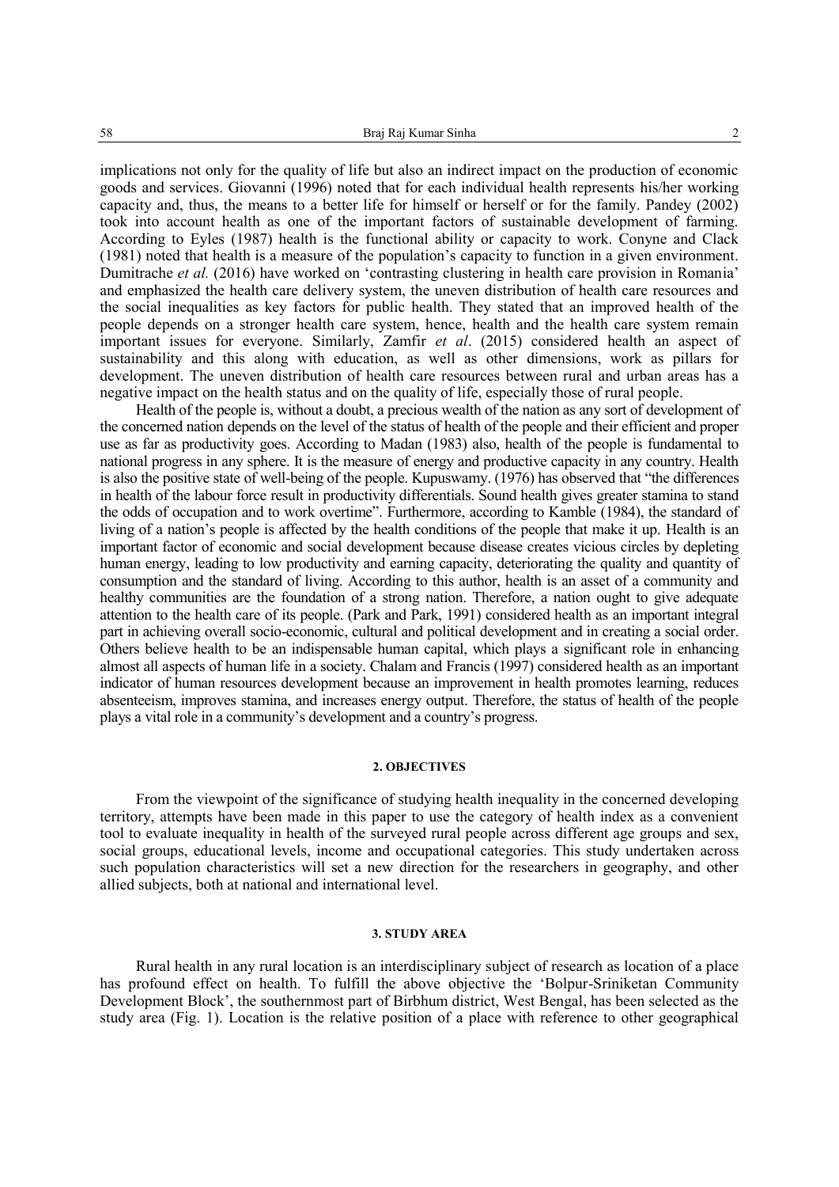implications not only for the quality of life but also an indirect impact on the production of economic goods and services. Giovanni (1996) noted that for each individual health represents his/her working capacity and, thus, the means to a better life for himself or herself or for the family. Pandey (2002) took into account health as one of the important factors of sustainable development of farming. According to Eyles (1987) health is the functional ability or capacity to work. Conyne and Clack (1981) noted that health is a measure of the population's capacity to function in a given environment. Dumitrache *et al.* (2016) have worked on 'contrasting clustering in health care provision in Romania' and emphasized the health care delivery system, the uneven distribution of health care resources and the social inequalities as key factors for public health. They stated that an improved health of the people depends on a stronger health care system, hence, health and the health care system remain important issues for everyone. Similarly, Zamfir *et al*. (2015) considered health an aspect of sustainability and this along with education, as well as other dimensions, work as pillars for development. The uneven distribution of health care resources between rural and urban areas has a negative impact on the health status and on the quality of life, especially those of rural people.

Health of the people is, without a doubt, a precious wealth of the nation as any sort of development of the concerned nation depends on the level of the status of health of the people and their efficient and proper use as far as productivity goes. According to Madan (1983) also, health of the people is fundamental to national progress in any sphere. It is the measure of energy and productive capacity in any country. Health is also the positive state of well-being of the people. Kupuswamy. (1976) has observed that "the differences in health of the labour force result in productivity differentials. Sound health gives greater stamina to stand the odds of occupation and to work overtime". Furthermore, according to Kamble (1984), the standard of living of a nation's people is affected by the health conditions of the people that make it up. Health is an important factor of economic and social development because disease creates vicious circles by depleting human energy, leading to low productivity and earning capacity, deteriorating the quality and quantity of consumption and the standard of living. According to this author, health is an asset of a community and healthy communities are the foundation of a strong nation. Therefore, a nation ought to give adequate attention to the health care of its people. (Park and Park, 1991) considered health as an important integral part in achieving overall socio-economic, cultural and political development and in creating a social order. Others believe health to be an indispensable human capital, which plays a significant role in enhancing almost all aspects of human life in a society. Chalam and Francis (1997) considered health as an important indicator of human resources development because an improvement in health promotes learning, reduces absenteeism, improves stamina, and increases energy output. Therefore, the status of health of the people plays a vital role in a community's development and a country's progress.

## 2. OBJECTIVES

From the viewpoint of the significance of studying health inequality in the concerned developing territory, attempts have been made in this paper to use the category of health index as a convenient tool to evaluate inequality in health of the surveyed rural people across different age groups and sex, social groups, educational levels, income and occupational categories. This study undertaken across such population characteristics will set a new direction for the researchers in geography, and other allied subjects, both at national and international level.

## 3. STUDY AREA

Rural health in any rural location is an interdisciplinary subject of research as location of a place has profound effect on health. To fulfill the above objective the 'Bolpur-Sriniketan Community Development Block', the southernmost part of Birbhum district, West Bengal, has been selected as the study area (Fig. 1). Location is the relative position of a place with reference to other geographical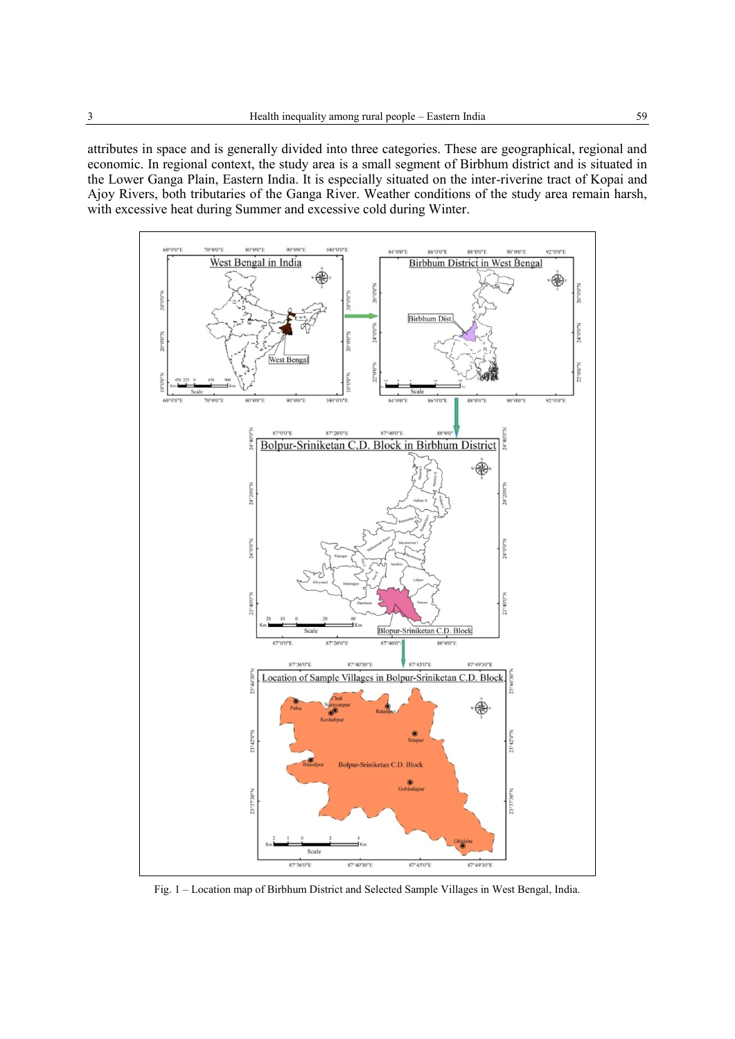attributes in space and is generally divided into three categories. These are geographical, regional and economic. In regional context, the study area is a small segment of Birbhum district and is situated in the Lower Ganga Plain, Eastern India. It is especially situated on the inter-riverine tract of Kopai and Ajoy Rivers, both tributaries of the Ganga River. Weather conditions of the study area remain harsh, with excessive heat during Summer and excessive cold during Winter.

Fig. 1 – Location map of Birbhum District and Selected Sample Villages in West Bengal, India.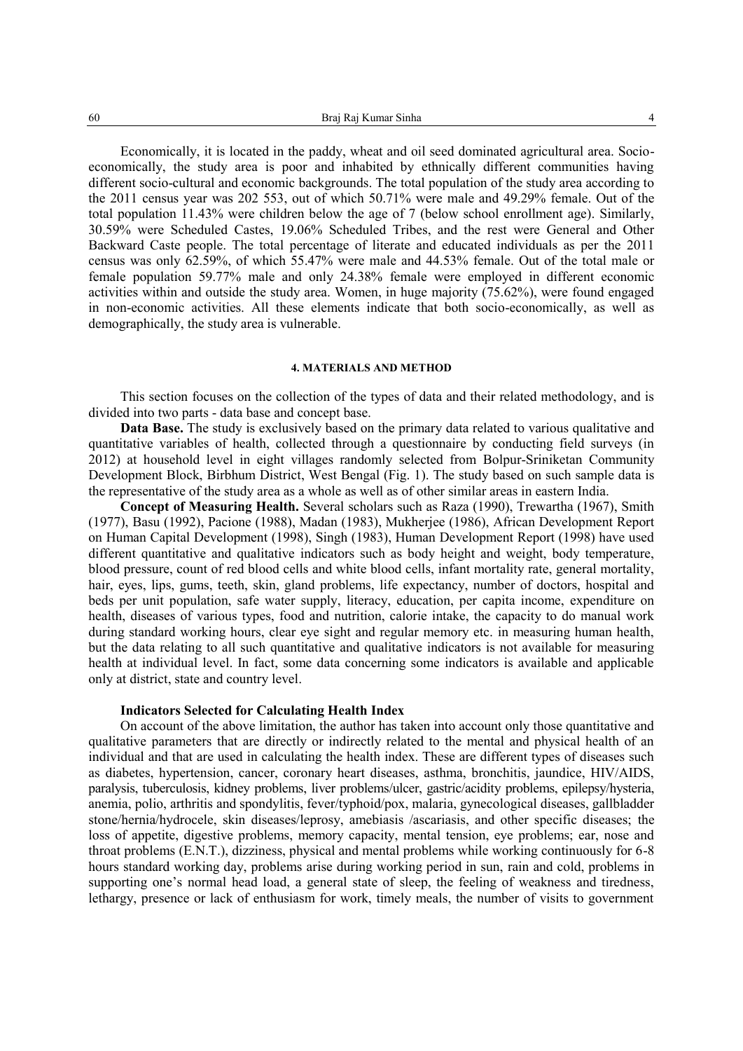Economically, it is located in the paddy, wheat and oil seed dominated agricultural area. Socio-economically, the study area is poor and inhabited by ethnically different communities having different socio-cultural and economic backgrounds. The total population of the study area according to the 2011 census year was 202 553, out of which 50.71% were male and 49.29% female. Out of the total population 11.43% were children below the age of 7 (below school enrollment age). Similarly, 30.59% were Scheduled Castes, 19.06% Scheduled Tribes, and the rest were General and Other Backward Caste people. The total percentage of literate and educated individuals as per the 2011 census was only 62.59%, of which 55.47% were male and 44.53% female. Out of the total male or female population 59.77% male and only 24.38% female were employed in different economic activities within and outside the study area. Women, in huge majority (75.62%), were found engaged in non-economic activities. All these elements indicate that both socio-economically, as well as demographically, the study area is vulnerable.

## 4. MATERIALS AND METHOD

This section focuses on the collection of the types of data and their related methodology, and is divided into two parts - data base and concept base.

**Data Base.** The study is exclusively based on the primary data related to various qualitative and quantitative variables of health, collected through a questionnaire by conducting field surveys (in 2012) at household level in eight villages randomly selected from Bolpur-Sriniketan Community Development Block, Birbhum District, West Bengal (Fig. 1). The study based on such sample data is the representative of the study area as a whole as well as of other similar areas in eastern India.

**Concept of Measuring Health.** Several scholars such as Raza (1990), Trewartha (1967), Smith (1977), Basu (1992), Pacione (1988), Madan (1983), Mukherjee (1986), African Development Report on Human Capital Development (1998), Singh (1983), Human Development Report (1998) have used different quantitative and qualitative indicators such as body height and weight, body temperature, blood pressure, count of red blood cells and white blood cells, infant mortality rate, general mortality, hair, eyes, lips, gums, teeth, skin, gland problems, life expectancy, number of doctors, hospital and beds per unit population, safe water supply, literacy, education, per capita income, expenditure on health, diseases of various types, food and nutrition, calorie intake, the capacity to do manual work during standard working hours, clear eye sight and regular memory etc. in measuring human health, but the data relating to all such quantitative and qualitative indicators is not available for measuring health at individual level. In fact, some data concerning some indicators is available and applicable only at district, state and country level.

### Indicators Selected for Calculating Health Index

On account of the above limitation, the author has taken into account only those quantitative and qualitative parameters that are directly or indirectly related to the mental and physical health of an individual and that are used in calculating the health index. These are different types of diseases such as diabetes, hypertension, cancer, coronary heart diseases, asthma, bronchitis, jaundice, HIV/AIDS, paralysis, tuberculosis, kidney problems, liver problems/ulcer, gastric/acidity problems, epilepsy/hysteria, anemia, polio, arthritis and spondylitis, fever/typhoid/pox, malaria, gynecological diseases, gallbladder stone/hernia/hydrocele, skin diseases/leprosy, amebiasis /ascariasis, and other specific diseases; the loss of appetite, digestive problems, memory capacity, mental tension, eye problems; ear, nose and throat problems (E.N.T.), dizziness, physical and mental problems while working continuously for 6-8 hours standard working day, problems arise during working period in sun, rain and cold, problems in supporting one's normal head load, a general state of sleep, the feeling of weakness and tiredness, lethargy, presence or lack of enthusiasm for work, timely meals, the number of visits to government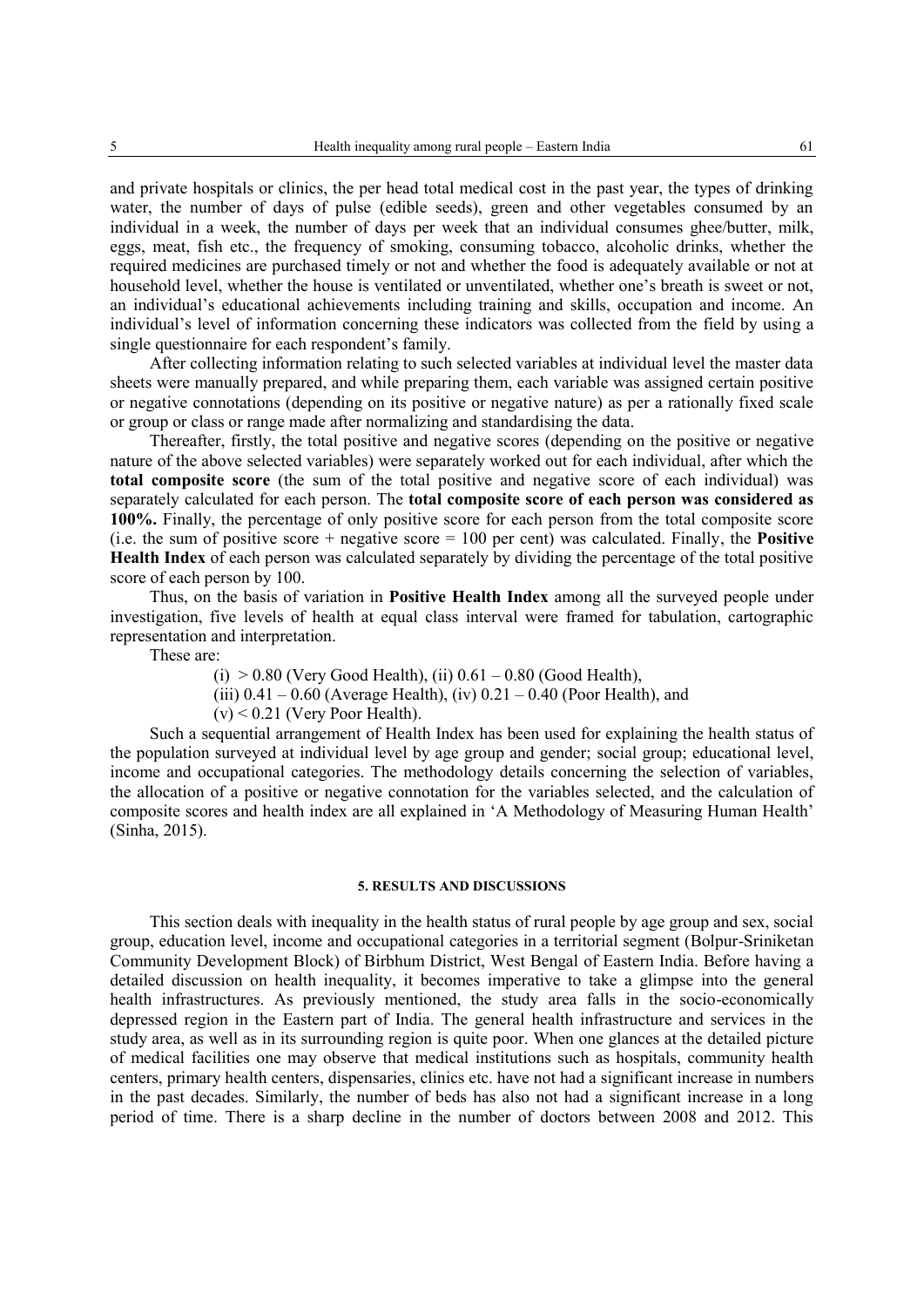and private hospitals or clinics, the per head total medical cost in the past year, the types of drinking water, the number of days of pulse (edible seeds), green and other vegetables consumed by an individual in a week, the number of days per week that an individual consumes ghee/butter, milk, eggs, meat, fish etc., the frequency of smoking, consuming tobacco, alcoholic drinks, whether the required medicines are purchased timely or not and whether the food is adequately available or not at household level, whether the house is ventilated or unventilated, whether one's breath is sweet or not, an individual's educational achievements including training and skills, occupation and income. An individual's level of information concerning these indicators was collected from the field by using a single questionnaire for each respondent's family.

After collecting information relating to such selected variables at individual level the master data sheets were manually prepared, and while preparing them, each variable was assigned certain positive or negative connotations (depending on its positive or negative nature) as per a rationally fixed scale or group or class or range made after normalizing and standardising the data.

Thereafter, firstly, the total positive and negative scores (depending on the positive or negative nature of the above selected variables) were separately worked out for each individual, after which the **total composite score** (the sum of the total positive and negative score of each individual) was separately calculated for each person. The **total composite score of each person was considered as 100%.** Finally, the percentage of only positive score for each person from the total composite score (i.e. the sum of positive score + negative score = 100 per cent) was calculated. Finally, the **Positive Health Index** of each person was calculated separately by dividing the percentage of the total positive score of each person by 100.

Thus, on the basis of variation in **Positive Health Index** among all the surveyed people under investigation, five levels of health at equal class interval were framed for tabulation, cartographic representation and interpretation.

These are:

(i) > 0.80 (Very Good Health), (ii) 0.61 – 0.80 (Good Health),
(iii) 0.41 – 0.60 (Average Health), (iv) 0.21 – 0.40 (Poor Health), and
(v) < 0.21 (Very Poor Health).

Such a sequential arrangement of Health Index has been used for explaining the health status of the population surveyed at individual level by age group and gender; social group; educational level, income and occupational categories. The methodology details concerning the selection of variables, the allocation of a positive or negative connotation for the variables selected, and the calculation of composite scores and health index are all explained in 'A Methodology of Measuring Human Health' (Sinha, 2015).

## 5. RESULTS AND DISCUSSIONS

This section deals with inequality in the health status of rural people by age group and sex, social group, education level, income and occupational categories in a territorial segment (Bolpur-Sriniketan Community Development Block) of Birbhum District, West Bengal of Eastern India. Before having a detailed discussion on health inequality, it becomes imperative to take a glimpse into the general health infrastructures. As previously mentioned, the study area falls in the socio-economically depressed region in the Eastern part of India. The general health infrastructure and services in the study area, as well as in its surrounding region is quite poor. When one glances at the detailed picture of medical facilities one may observe that medical institutions such as hospitals, community health centers, primary health centers, dispensaries, clinics etc. have not had a significant increase in numbers in the past decades. Similarly, the number of beds has also not had a significant increase in a long period of time. There is a sharp decline in the number of doctors between 2008 and 2012. This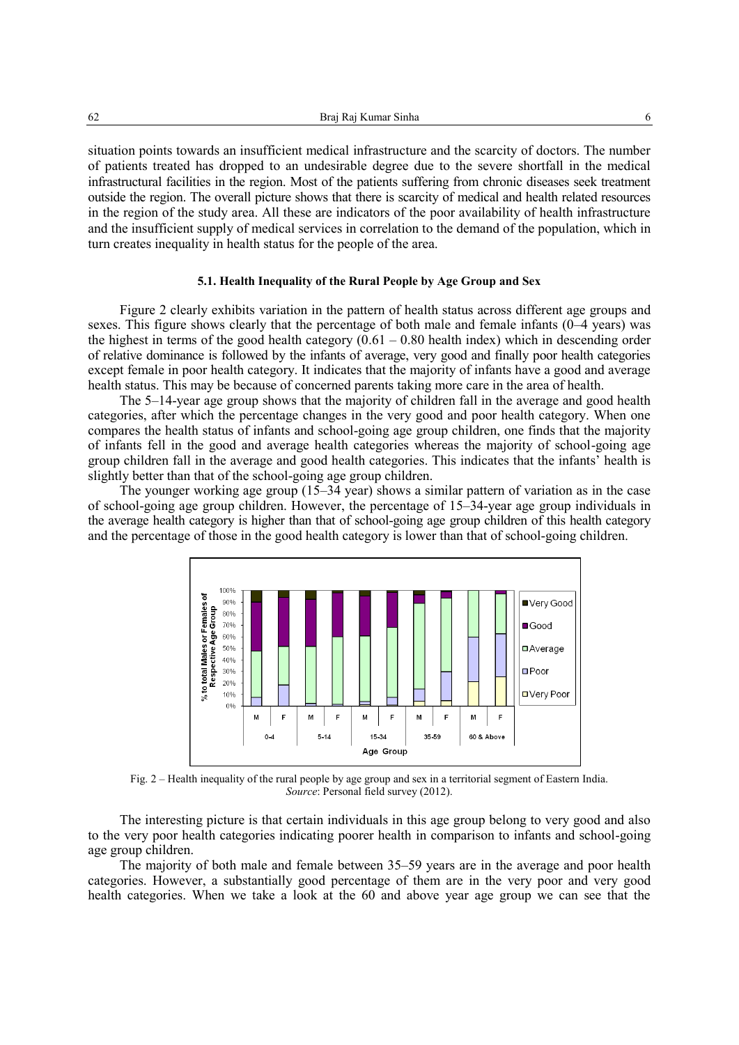situation points towards an insufficient medical infrastructure and the scarcity of doctors. The number of patients treated has dropped to an undesirable degree due to the severe shortfall in the medical infrastructural facilities in the region. Most of the patients suffering from chronic diseases seek treatment outside the region. The overall picture shows that there is scarcity of medical and health related resources in the region of the study area. All these are indicators of the poor availability of health infrastructure and the insufficient supply of medical services in correlation to the demand of the population, which in turn creates inequality in health status for the people of the area.

### 5.1. Health Inequality of the Rural People by Age Group and Sex

Figure 2 clearly exhibits variation in the pattern of health status across different age groups and sexes. This figure shows clearly that the percentage of both male and female infants (0–4 years) was the highest in terms of the good health category (0.61 – 0.80 health index) which in descending order of relative dominance is followed by the infants of average, very good and finally poor health categories except female in poor health category. It indicates that the majority of infants have a good and average health status. This may be because of concerned parents taking more care in the area of health.

The 5–14-year age group shows that the majority of children fall in the average and good health categories, after which the percentage changes in the very good and poor health category. When one compares the health status of infants and school-going age group children, one finds that the majority of infants fell in the good and average health categories whereas the majority of school-going age group children fall in the average and good health categories. This indicates that the infants' health is slightly better than that of the school-going age group children.

The younger working age group (15–34 year) shows a similar pattern of variation as in the case of school-going age group children. However, the percentage of 15–34-year age group individuals in the average health category is higher than that of school-going age group children of this health category and the percentage of those in the good health category is lower than that of school-going children.

Fig. 2 – Health inequality of the rural people by age group and sex in a territorial segment of Eastern India. *Source*: Personal field survey (2012).

The interesting picture is that certain individuals in this age group belong to very good and also to the very poor health categories indicating poorer health in comparison to infants and school-going age group children.

The majority of both male and female between 35–59 years are in the average and poor health categories. However, a substantially good percentage of them are in the very poor and very good health categories. When we take a look at the 60 and above year age group we can see that the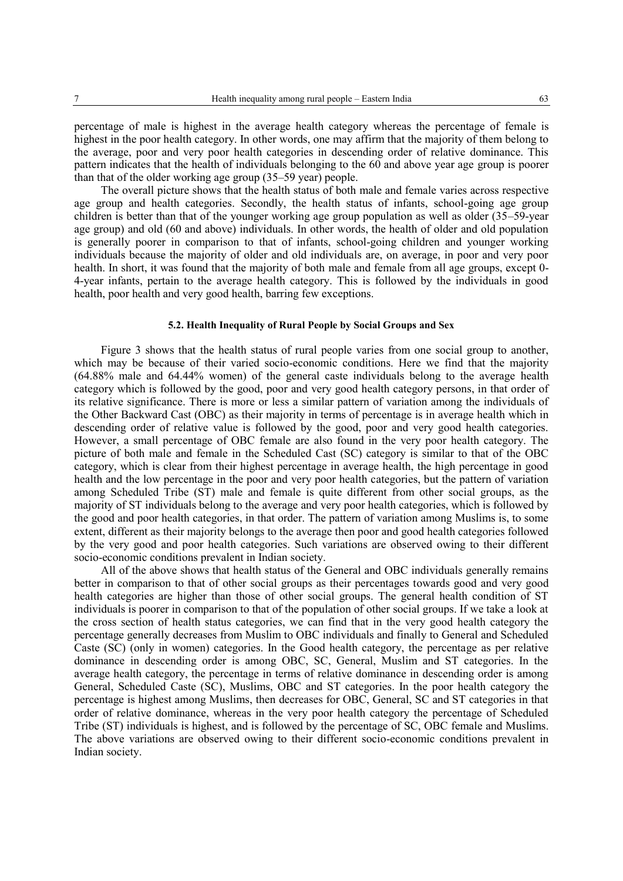percentage of male is highest in the average health category whereas the percentage of female is highest in the poor health category. In other words, one may affirm that the majority of them belong to the average, poor and very poor health categories in descending order of relative dominance. This pattern indicates that the health of individuals belonging to the 60 and above year age group is poorer than that of the older working age group (35–59 year) people.

The overall picture shows that the health status of both male and female varies across respective age group and health categories. Secondly, the health status of infants, school-going age group children is better than that of the younger working age group population as well as older (35–59-year age group) and old (60 and above) individuals. In other words, the health of older and old population is generally poorer in comparison to that of infants, school-going children and younger working individuals because the majority of older and old individuals are, on average, in poor and very poor health. In short, it was found that the majority of both male and female from all age groups, except 0-4-year infants, pertain to the average health category. This is followed by the individuals in good health, poor health and very good health, barring few exceptions.

### 5.2. Health Inequality of Rural People by Social Groups and Sex

Figure 3 shows that the health status of rural people varies from one social group to another, which may be because of their varied socio-economic conditions. Here we find that the majority (64.88% male and 64.44% women) of the general caste individuals belong to the average health category which is followed by the good, poor and very good health category persons, in that order of its relative significance. There is more or less a similar pattern of variation among the individuals of the Other Backward Cast (OBC) as their majority in terms of percentage is in average health which in descending order of relative value is followed by the good, poor and very good health categories. However, a small percentage of OBC female are also found in the very poor health category. The picture of both male and female in the Scheduled Cast (SC) category is similar to that of the OBC category, which is clear from their highest percentage in average health, the high percentage in good health and the low percentage in the poor and very poor health categories, but the pattern of variation among Scheduled Tribe (ST) male and female is quite different from other social groups, as the majority of ST individuals belong to the average and very poor health categories, which is followed by the good and poor health categories, in that order. The pattern of variation among Muslims is, to some extent, different as their majority belongs to the average then poor and good health categories followed by the very good and poor health categories. Such variations are observed owing to their different socio-economic conditions prevalent in Indian society.

All of the above shows that health status of the General and OBC individuals generally remains better in comparison to that of other social groups as their percentages towards good and very good health categories are higher than those of other social groups. The general health condition of ST individuals is poorer in comparison to that of the population of other social groups. If we take a look at the cross section of health status categories, we can find that in the very good health category the percentage generally decreases from Muslim to OBC individuals and finally to General and Scheduled Caste (SC) (only in women) categories. In the Good health category, the percentage as per relative dominance in descending order is among OBC, SC, General, Muslim and ST categories. In the average health category, the percentage in terms of relative dominance in descending order is among General, Scheduled Caste (SC), Muslims, OBC and ST categories. In the poor health category the percentage is highest among Muslims, then decreases for OBC, General, SC and ST categories in that order of relative dominance, whereas in the very poor health category the percentage of Scheduled Tribe (ST) individuals is highest, and is followed by the percentage of SC, OBC female and Muslims. The above variations are observed owing to their different socio-economic conditions prevalent in Indian society.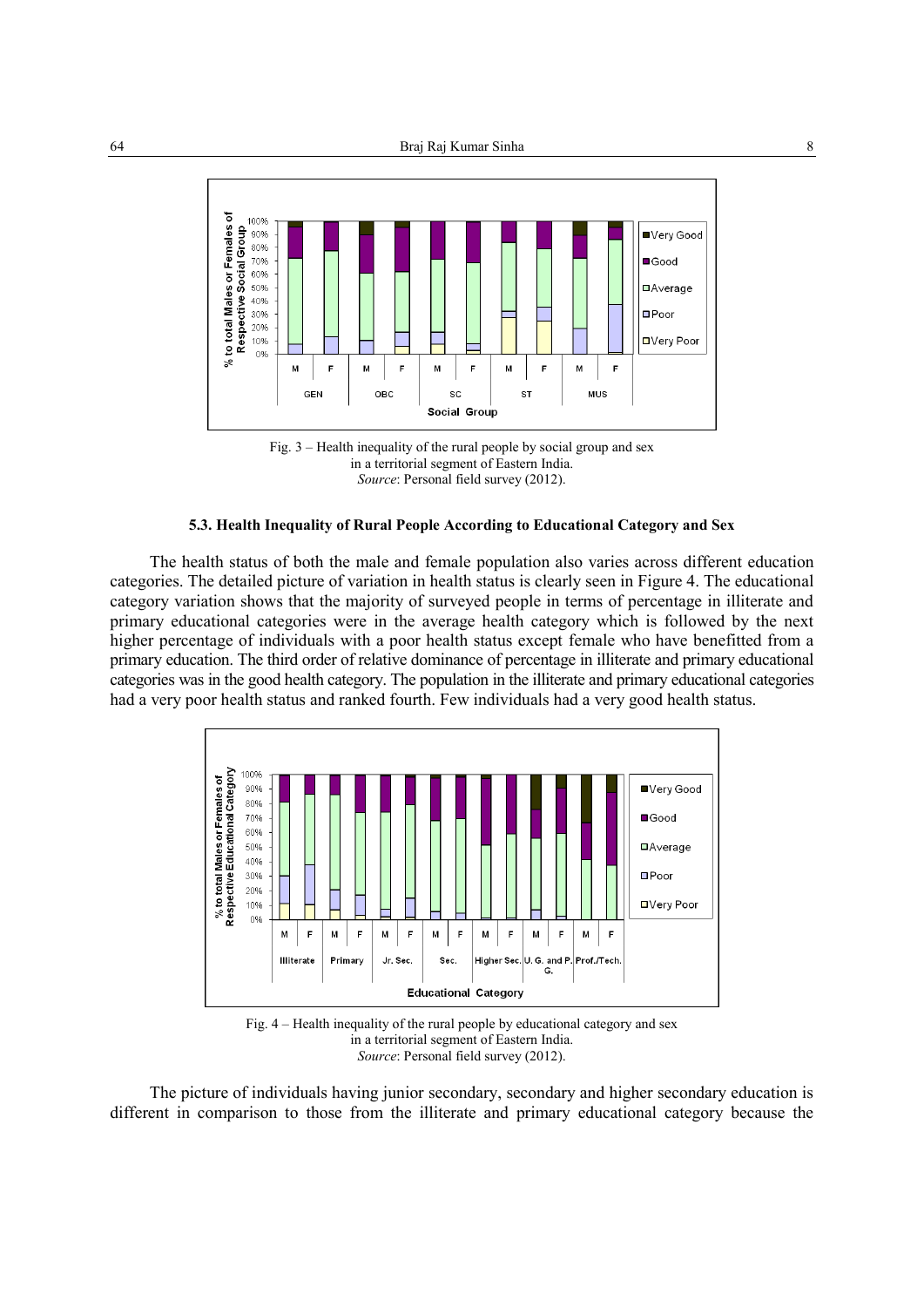Fig. 3 – Health inequality of the rural people by social group and sex in a territorial segment of Eastern India.
*Source*: Personal field survey (2012).

### 5.3. Health Inequality of Rural People According to Educational Category and Sex

The health status of both the male and female population also varies across different education categories. The detailed picture of variation in health status is clearly seen in Figure 4. The educational category variation shows that the majority of surveyed people in terms of percentage in illiterate and primary educational categories were in the average health category which is followed by the next higher percentage of individuals with a poor health status except female who have benefitted from a primary education. The third order of relative dominance of percentage in illiterate and primary educational categories was in the good health category. The population in the illiterate and primary educational categories had a very poor health status and ranked fourth. Few individuals had a very good health status.

Fig. 4 – Health inequality of the rural people by educational category and sex in a territorial segment of Eastern India.
*Source*: Personal field survey (2012).

The picture of individuals having junior secondary, secondary and higher secondary education is different in comparison to those from the illiterate and primary educational category because the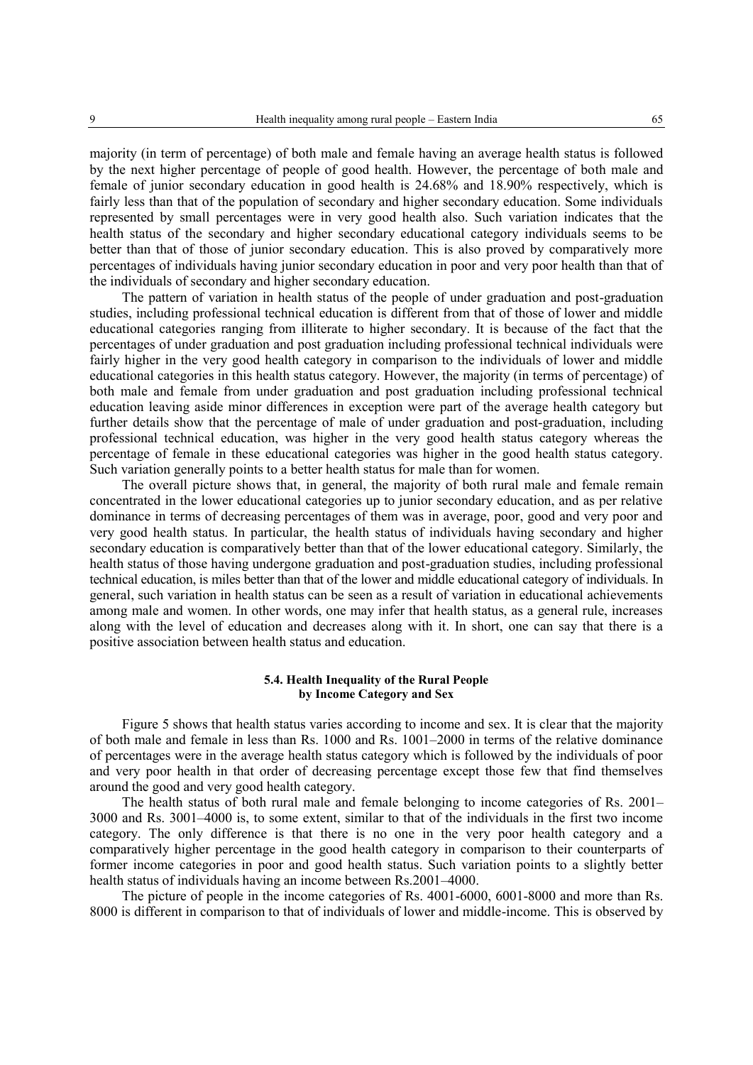majority (in term of percentage) of both male and female having an average health status is followed by the next higher percentage of people of good health. However, the percentage of both male and female of junior secondary education in good health is 24.68% and 18.90% respectively, which is fairly less than that of the population of secondary and higher secondary education. Some individuals represented by small percentages were in very good health also. Such variation indicates that the health status of the secondary and higher secondary educational category individuals seems to be better than that of those of junior secondary education. This is also proved by comparatively more percentages of individuals having junior secondary education in poor and very poor health than that of the individuals of secondary and higher secondary education.

The pattern of variation in health status of the people of under graduation and post-graduation studies, including professional technical education is different from that of those of lower and middle educational categories ranging from illiterate to higher secondary. It is because of the fact that the percentages of under graduation and post graduation including professional technical individuals were fairly higher in the very good health category in comparison to the individuals of lower and middle educational categories in this health status category. However, the majority (in terms of percentage) of both male and female from under graduation and post graduation including professional technical education leaving aside minor differences in exception were part of the average health category but further details show that the percentage of male of under graduation and post-graduation, including professional technical education, was higher in the very good health status category whereas the percentage of female in these educational categories was higher in the good health status category. Such variation generally points to a better health status for male than for women.

The overall picture shows that, in general, the majority of both rural male and female remain concentrated in the lower educational categories up to junior secondary education, and as per relative dominance in terms of decreasing percentages of them was in average, poor, good and very poor and very good health status. In particular, the health status of individuals having secondary and higher secondary education is comparatively better than that of the lower educational category. Similarly, the health status of those having undergone graduation and post-graduation studies, including professional technical education, is miles better than that of the lower and middle educational category of individuals. In general, such variation in health status can be seen as a result of variation in educational achievements among male and women. In other words, one may infer that health status, as a general rule, increases along with the level of education and decreases along with it. In short, one can say that there is a positive association between health status and education.

### 5.4. Health Inequality of the Rural People by Income Category and Sex

Figure 5 shows that health status varies according to income and sex. It is clear that the majority of both male and female in less than Rs. 1000 and Rs. 1001–2000 in terms of the relative dominance of percentages were in the average health status category which is followed by the individuals of poor and very poor health in that order of decreasing percentage except those few that find themselves around the good and very good health category.

The health status of both rural male and female belonging to income categories of Rs. 2001–3000 and Rs. 3001–4000 is, to some extent, similar to that of the individuals in the first two income category. The only difference is that there is no one in the very poor health category and a comparatively higher percentage in the good health category in comparison to their counterparts of former income categories in poor and good health status. Such variation points to a slightly better health status of individuals having an income between Rs.2001–4000.

The picture of people in the income categories of Rs. 4001-6000, 6001-8000 and more than Rs. 8000 is different in comparison to that of individuals of lower and middle-income. This is observed by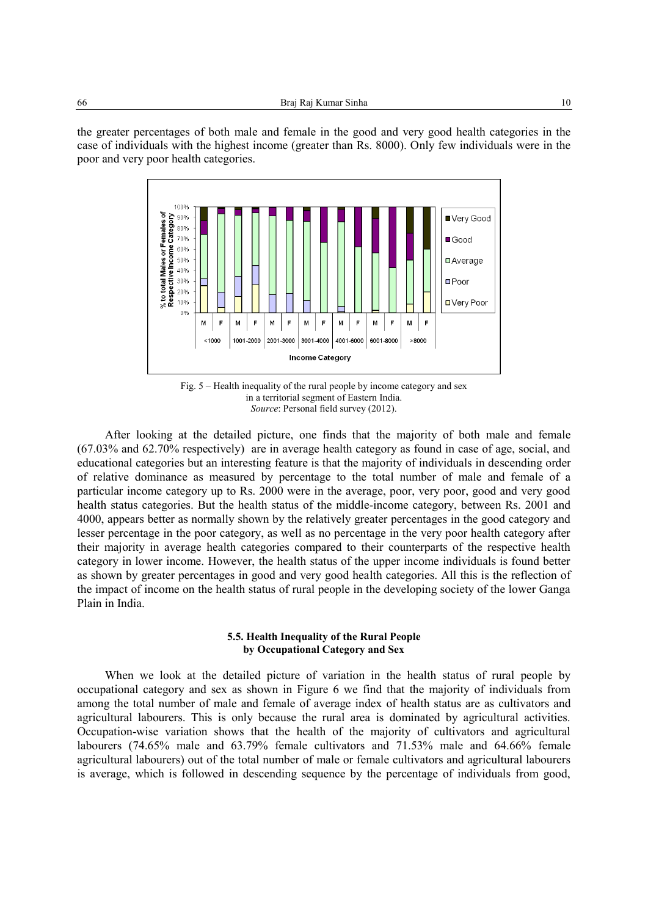the greater percentages of both male and female in the good and very good health categories in the case of individuals with the highest income (greater than Rs. 8000). Only few individuals were in the poor and very poor health categories.

Fig. 5 – Health inequality of the rural people by income category and sex in a territorial segment of Eastern India.
*Source*: Personal field survey (2012).

After looking at the detailed picture, one finds that the majority of both male and female (67.03% and 62.70% respectively) are in average health category as found in case of age, social, and educational categories but an interesting feature is that the majority of individuals in descending order of relative dominance as measured by percentage to the total number of male and female of a particular income category up to Rs. 2000 were in the average, poor, very poor, good and very good health status categories. But the health status of the middle-income category, between Rs. 2001 and 4000, appears better as normally shown by the relatively greater percentages in the good category and lesser percentage in the poor category, as well as no percentage in the very poor health category after their majority in average health categories compared to their counterparts of the respective health category in lower income. However, the health status of the upper income individuals is found better as shown by greater percentages in good and very good health categories. All this is the reflection of the impact of income on the health status of rural people in the developing society of the lower Ganga Plain in India.

### 5.5. Health Inequality of the Rural People by Occupational Category and Sex

When we look at the detailed picture of variation in the health status of rural people by occupational category and sex as shown in Figure 6 we find that the majority of individuals from among the total number of male and female of average index of health status are as cultivators and agricultural labourers. This is only because the rural area is dominated by agricultural activities. Occupation-wise variation shows that the health of the majority of cultivators and agricultural labourers (74.65% male and 63.79% female cultivators and 71.53% male and 64.66% female agricultural labourers) out of the total number of male or female cultivators and agricultural labourers is average, which is followed in descending sequence by the percentage of individuals from good,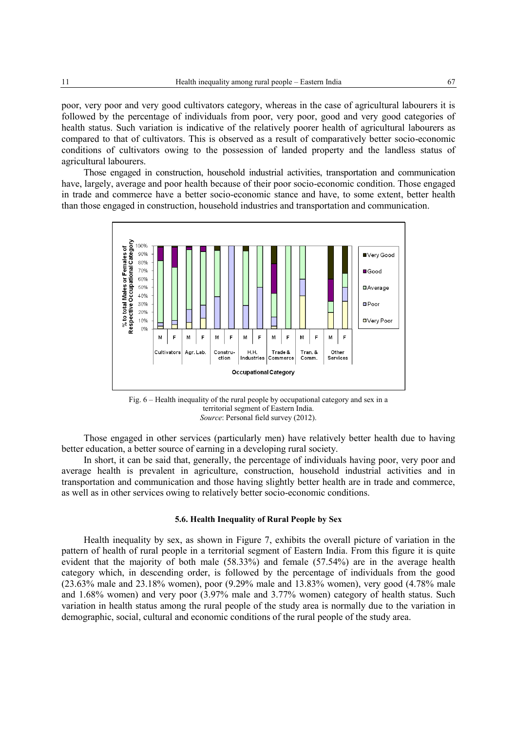poor, very poor and very good cultivators category, whereas in the case of agricultural labourers it is followed by the percentage of individuals from poor, very poor, good and very good categories of health status. Such variation is indicative of the relatively poorer health of agricultural labourers as compared to that of cultivators. This is observed as a result of comparatively better socio-economic conditions of cultivators owing to the possession of landed property and the landless status of agricultural labourers.

Those engaged in construction, household industrial activities, transportation and communication have, largely, average and poor health because of their poor socio-economic condition. Those engaged in trade and commerce have a better socio-economic stance and have, to some extent, better health than those engaged in construction, household industries and transportation and communication.

Fig. 6 – Health inequality of the rural people by occupational category and sex in a territorial segment of Eastern India.
*Source*: Personal field survey (2012).

Those engaged in other services (particularly men) have relatively better health due to having better education, a better source of earning in a developing rural society.

In short, it can be said that, generally, the percentage of individuals having poor, very poor and average health is prevalent in agriculture, construction, household industrial activities and in transportation and communication and those having slightly better health are in trade and commerce, as well as in other services owing to relatively better socio-economic conditions.

### 5.6. Health Inequality of Rural People by Sex

Health inequality by sex, as shown in Figure 7, exhibits the overall picture of variation in the pattern of health of rural people in a territorial segment of Eastern India. From this figure it is quite evident that the majority of both male (58.33%) and female (57.54%) are in the average health category which, in descending order, is followed by the percentage of individuals from the good (23.63% male and 23.18% women), poor (9.29% male and 13.83% women), very good (4.78% male and 1.68% women) and very poor (3.97% male and 3.77% women) category of health status. Such variation in health status among the rural people of the study area is normally due to the variation in demographic, social, cultural and economic conditions of the rural people of the study area.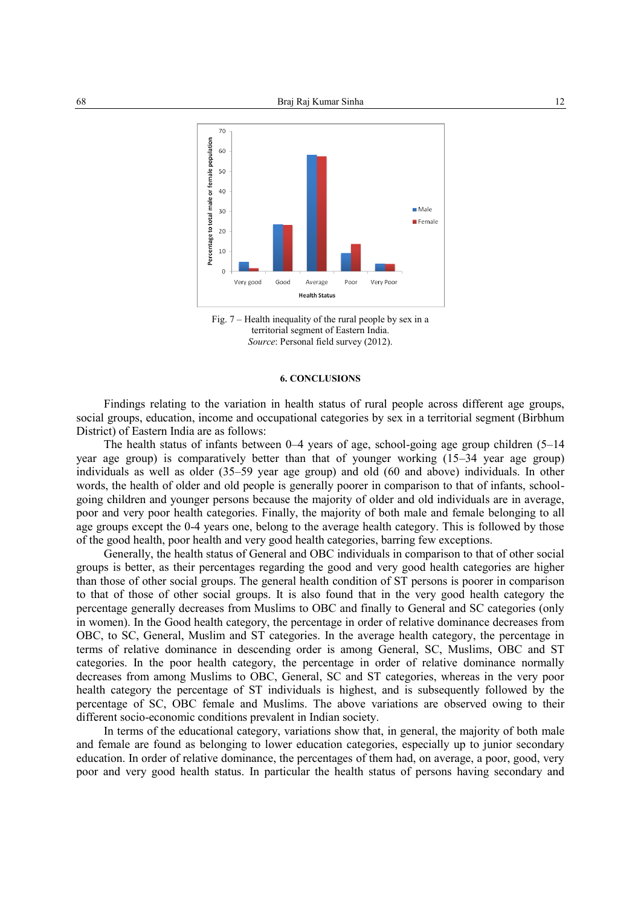Fig. 7 – Health inequality of the rural people by sex in a territorial segment of Eastern India.
*Source*: Personal field survey (2012).

## 6. CONCLUSIONS

Findings relating to the variation in health status of rural people across different age groups, social groups, education, income and occupational categories by sex in a territorial segment (Birbhum District) of Eastern India are as follows:

The health status of infants between 0–4 years of age, school-going age group children (5–14 year age group) is comparatively better than that of younger working (15–34 year age group) individuals as well as older (35–59 year age group) and old (60 and above) individuals. In other words, the health of older and old people is generally poorer in comparison to that of infants, school-going children and younger persons because the majority of older and old individuals are in average, poor and very poor health categories. Finally, the majority of both male and female belonging to all age groups except the 0-4 years one, belong to the average health category. This is followed by those of the good health, poor health and very good health categories, barring few exceptions.

Generally, the health status of General and OBC individuals in comparison to that of other social groups is better, as their percentages regarding the good and very good health categories are higher than those of other social groups. The general health condition of ST persons is poorer in comparison to that of those of other social groups. It is also found that in the very good health category the percentage generally decreases from Muslims to OBC and finally to General and SC categories (only in women). In the Good health category, the percentage in order of relative dominance decreases from OBC, to SC, General, Muslim and ST categories. In the average health category, the percentage in terms of relative dominance in descending order is among General, SC, Muslims, OBC and ST categories. In the poor health category, the percentage in order of relative dominance normally decreases from among Muslims to OBC, General, SC and ST categories, whereas in the very poor health category the percentage of ST individuals is highest, and is subsequently followed by the percentage of SC, OBC female and Muslims. The above variations are observed owing to their different socio-economic conditions prevalent in Indian society.

In terms of the educational category, variations show that, in general, the majority of both male and female are found as belonging to lower education categories, especially up to junior secondary education. In order of relative dominance, the percentages of them had, on average, a poor, good, very poor and very good health status. In particular the health status of persons having secondary and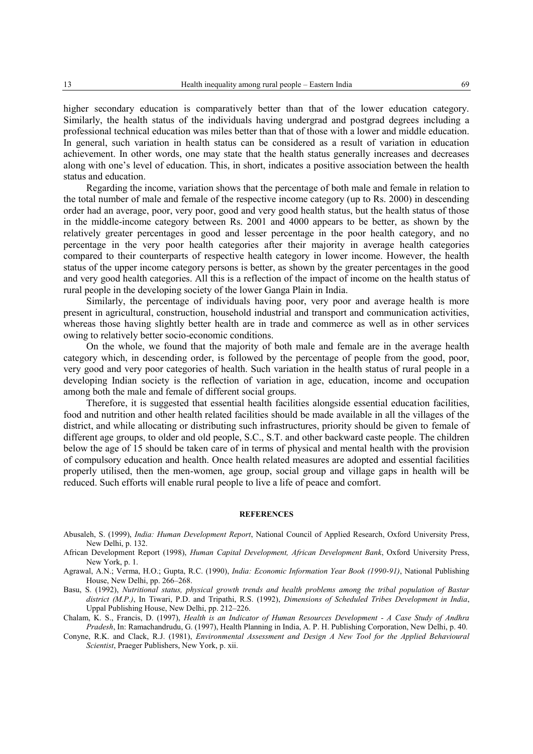higher secondary education is comparatively better than that of the lower education category. Similarly, the health status of the individuals having undergrad and postgrad degrees including a professional technical education was miles better than that of those with a lower and middle education. In general, such variation in health status can be considered as a result of variation in education achievement. In other words, one may state that the health status generally increases and decreases along with one's level of education. This, in short, indicates a positive association between the health status and education.

Regarding the income, variation shows that the percentage of both male and female in relation to the total number of male and female of the respective income category (up to Rs. 2000) in descending order had an average, poor, very poor, good and very good health status, but the health status of those in the middle-income category between Rs. 2001 and 4000 appears to be better, as shown by the relatively greater percentages in good and lesser percentage in the poor health category, and no percentage in the very poor health categories after their majority in average health categories compared to their counterparts of respective health category in lower income. However, the health status of the upper income category persons is better, as shown by the greater percentages in the good and very good health categories. All this is a reflection of the impact of income on the health status of rural people in the developing society of the lower Ganga Plain in India.

Similarly, the percentage of individuals having poor, very poor and average health is more present in agricultural, construction, household industrial and transport and communication activities, whereas those having slightly better health are in trade and commerce as well as in other services owing to relatively better socio-economic conditions.

On the whole, we found that the majority of both male and female are in the average health category which, in descending order, is followed by the percentage of people from the good, poor, very good and very poor categories of health. Such variation in the health status of rural people in a developing Indian society is the reflection of variation in age, education, income and occupation among both the male and female of different social groups.

Therefore, it is suggested that essential health facilities alongside essential education facilities, food and nutrition and other health related facilities should be made available in all the villages of the district, and while allocating or distributing such infrastructures, priority should be given to female of different age groups, to older and old people, S.C., S.T. and other backward caste people. The children below the age of 15 should be taken care of in terms of physical and mental health with the provision of compulsory education and health. Once health related measures are adopted and essential facilities properly utilised, then the men-women, age group, social group and village gaps in health will be reduced. Such efforts will enable rural people to live a life of peace and comfort.

## REFERENCES

Abusaleh, S. (1999), *India: Human Development Report*, National Council of Applied Research, Oxford University Press, New Delhi, p. 132.

African Development Report (1998), *Human Capital Development, African Development Bank*, Oxford University Press, New York, p. 1.

Agrawal, A.N.; Verma, H.O.; Gupta, R.C. (1990), *India: Economic Information Year Book (1990-91)*, National Publishing House, New Delhi, pp. 266–268.

Basu, S. (1992), *Nutritional status, physical growth trends and health problems among the tribal population of Bastar district (M.P.)*, In Tiwari, P.D. and Tripathi, R.S. (1992), *Dimensions of Scheduled Tribes Development in India*, Uppal Publishing House, New Delhi, pp. 212–226.

Chalam, K. S., Francis, D. (1997), *Health is an Indicator of Human Resources Development - A Case Study of Andhra Pradesh*, In: Ramachandrudu, G. (1997), Health Planning in India, A. P. H. Publishing Corporation, New Delhi, p. 40.

Conyne, R.K. and Clack, R.J. (1981), *Environmental Assessment and Design A New Tool for the Applied Behavioural Scientist*, Praeger Publishers, New York, p. xii.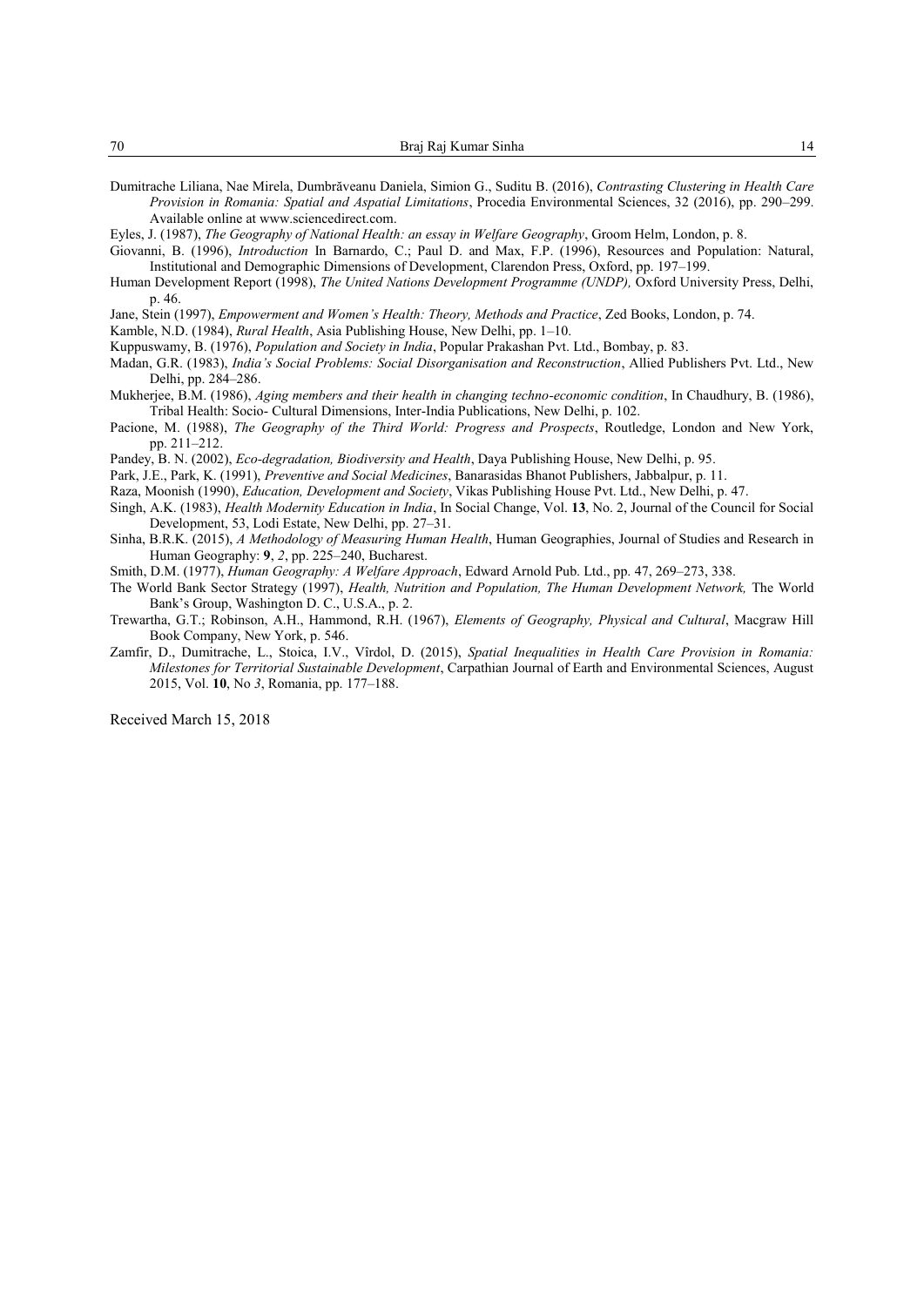Dumitrache Liliana, Nae Mirela, Dumbrăveanu Daniela, Simion G., Suditu B. (2016), *Contrasting Clustering in Health Care Provision in Romania: Spatial and Aspatial Limitations*, Procedia Environmental Sciences, 32 (2016), pp. 290–299. Available online at www.sciencedirect.com.

Eyles, J. (1987), *The Geography of National Health: an essay in Welfare Geography*, Groom Helm, London, p. 8.

Giovanni, B. (1996), *Introduction* In Barnardo, C.; Paul D. and Max, F.P. (1996), Resources and Population: Natural, Institutional and Demographic Dimensions of Development, Clarendon Press, Oxford, pp. 197–199.

Human Development Report (1998), *The United Nations Development Programme (UNDP),* Oxford University Press, Delhi, p. 46.

Jane, Stein (1997), *Empowerment and Women's Health: Theory, Methods and Practice*, Zed Books, London, p. 74.

Kamble, N.D. (1984), *Rural Health*, Asia Publishing House, New Delhi, pp. 1–10.

Kuppuswamy, B. (1976), *Population and Society in India*, Popular Prakashan Pvt. Ltd., Bombay, p. 83.

Madan, G.R. (1983), *India's Social Problems: Social Disorganisation and Reconstruction*, Allied Publishers Pvt. Ltd., New Delhi, pp. 284–286.

Mukherjee, B.M. (1986), *Aging members and their health in changing techno-economic condition*, In Chaudhury, B. (1986), Tribal Health: Socio- Cultural Dimensions, Inter-India Publications, New Delhi, p. 102.

Pacione, M. (1988), *The Geography of the Third World: Progress and Prospects*, Routledge, London and New York, pp. 211–212.

Pandey, B. N. (2002), *Eco-degradation, Biodiversity and Health*, Daya Publishing House, New Delhi, p. 95.

Park, J.E., Park, K. (1991), *Preventive and Social Medicines*, Banarasidas Bhanot Publishers, Jabbalpur, p. 11.

Raza, Moonish (1990), *Education, Development and Society*, Vikas Publishing House Pvt. Ltd., New Delhi, p. 47.

Singh, A.K. (1983), *Health Modernity Education in India*, In Social Change, Vol. **13**, No. 2, Journal of the Council for Social Development, 53, Lodi Estate, New Delhi, pp. 27–31.

Sinha, B.R.K. (2015), *A Methodology of Measuring Human Health*, Human Geographies, Journal of Studies and Research in Human Geography: **9**, *2*, pp. 225–240, Bucharest.

Smith, D.M. (1977), *Human Geography: A Welfare Approach*, Edward Arnold Pub. Ltd., pp. 47, 269–273, 338.

The World Bank Sector Strategy (1997), *Health, Nutrition and Population, The Human Development Network,* The World Bank's Group, Washington D. C., U.S.A., p. 2.

Trewartha, G.T.; Robinson, A.H., Hammond, R.H. (1967), *Elements of Geography, Physical and Cultural*, Macgraw Hill Book Company, New York, p. 546.

Zamfir, D., Dumitrache, L., Stoica, I.V., Vîrdol, D. (2015), *Spatial Inequalities in Health Care Provision in Romania: Milestones for Territorial Sustainable Development*, Carpathian Journal of Earth and Environmental Sciences, August 2015, Vol. **10**, No *3*, Romania, pp. 177–188.

Received March 15, 2018